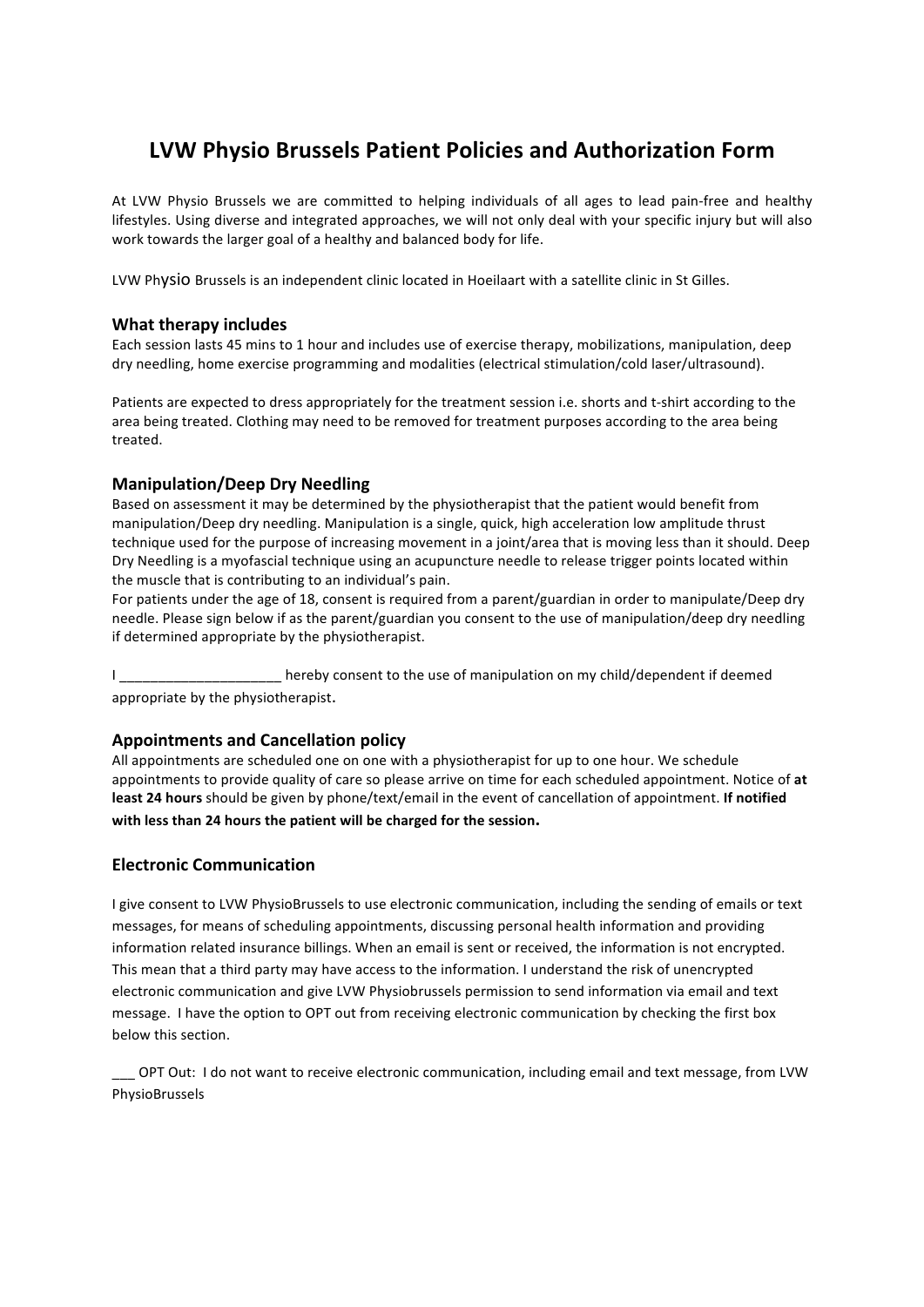# LVW Physio Brussels Patient Policies and Authorization Form

At LVW Physio Brussels we are committed to helping individuals of all ages to lead pain-free and healthy lifestyles. Using diverse and integrated approaches, we will not only deal with your specific injury but will also work towards the larger goal of a healthy and balanced body for life.

LVW Physio Brussels is an independent clinic located in Hoeilaart with a satellite clinic in St Gilles.

### What therapy includes

Each session lasts 45 mins to 1 hour and includes use of exercise therapy, mobilizations, manipulation, deep dry needling, home exercise programming and modalities (electrical stimulation/cold laser/ultrasound).

Patients are expected to dress appropriately for the treatment session i.e. shorts and t-shirt according to the area being treated. Clothing may need to be removed for treatment purposes according to the area being treated.

### Manipulation/Deep Dry Needling

Based on assessment it may be determined by the physiotherapist that the patient would benefit from manipulation/Deep dry needling. Manipulation is a single, quick, high acceleration low amplitude thrust technique used for the purpose of increasing movement in a joint/area that is moving less than it should. Deep Dry Needling is a myofascial technique using an acupuncture needle to release trigger points located within the muscle that is contributing to an individual's pain.
For patients under the age of 18, consent is required from a parent/guardian in order to manipulate/Deep dry needle. Please sign below if as the parent/guardian you consent to the use of manipulation/deep dry needling if determined appropriate by the physiotherapist.

I _____________________ hereby consent to the use of manipulation on my child/dependent if deemed appropriate by the physiotherapist.

### Appointments and Cancellation policy

All appointments are scheduled one on one with a physiotherapist for up to one hour. We schedule appointments to provide quality of care so please arrive on time for each scheduled appointment. Notice of **at least 24 hours** should be given by phone/text/email in the event of cancellation of appointment. **If notified with less than 24 hours the patient will be charged for the session.**

### Electronic Communication

I give consent to LVW PhysioBrussels to use electronic communication, including the sending of emails or text messages, for means of scheduling appointments, discussing personal health information and providing information related insurance billings. When an email is sent or received, the information is not encrypted. This mean that a third party may have access to the information. I understand the risk of unencrypted electronic communication and give LVW Physiobrussels permission to send information via email and text message. I have the option to OPT out from receiving electronic communication by checking the first box below this section.

___ OPT Out: I do not want to receive electronic communication, including email and text message, from LVW PhysioBrussels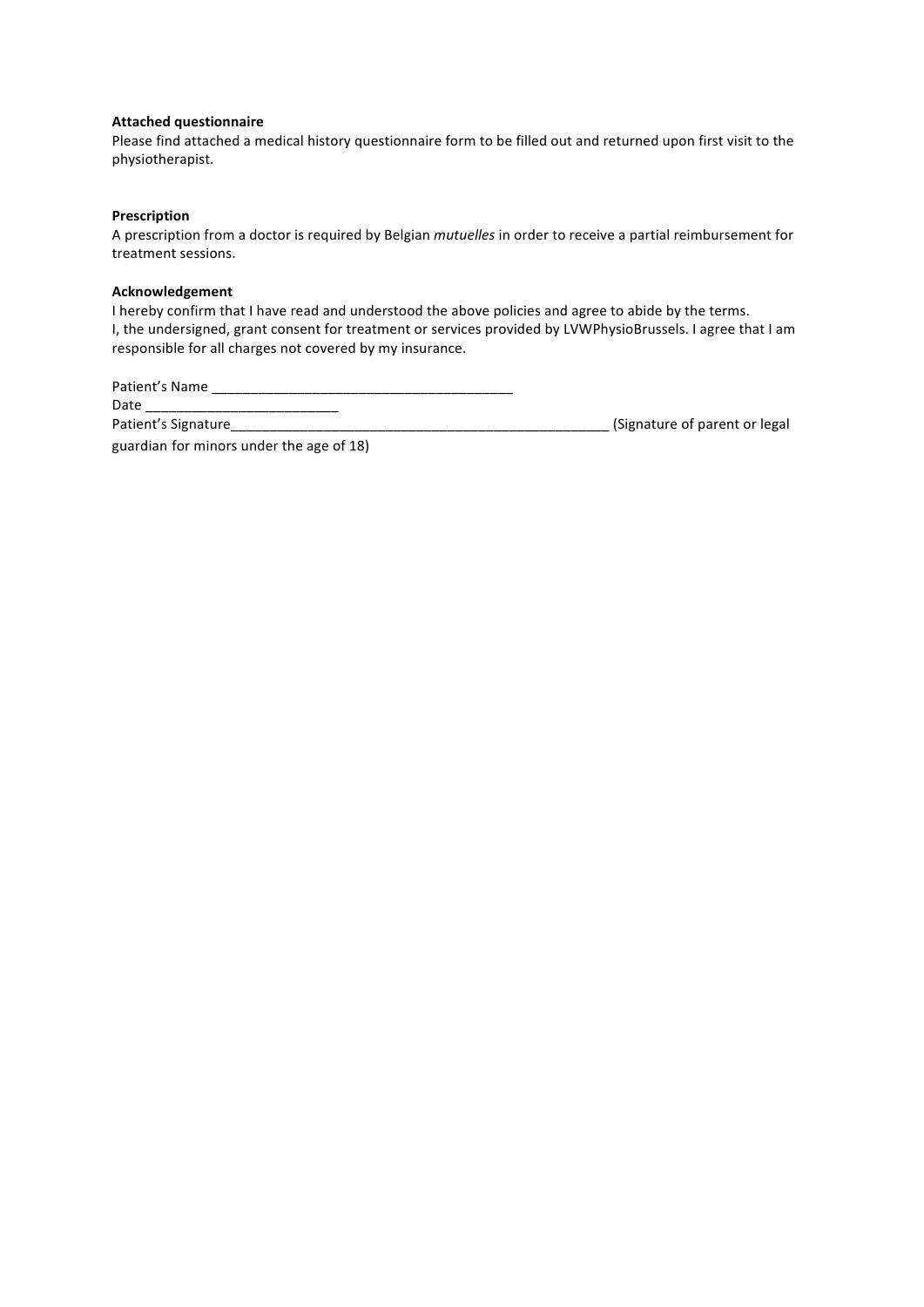**Attached questionnaire**

Please find attached a medical history questionnaire form to be filled out and returned upon first visit to the physiotherapist.

**Prescription**

A prescription from a doctor is required by Belgian *mutuelles* in order to receive a partial reimbursement for treatment sessions.

**Acknowledgement**

I hereby confirm that I have read and understood the above policies and agree to abide by the terms.
I, the undersigned, grant consent for treatment or services provided by LVWPhysioBrussels. I agree that I am responsible for all charges not covered by my insurance.

Patient's Name _______________________________________

Date _________________________

Patient's Signature_________________________________________________ (Signature of parent or legal guardian for minors under the age of 18)